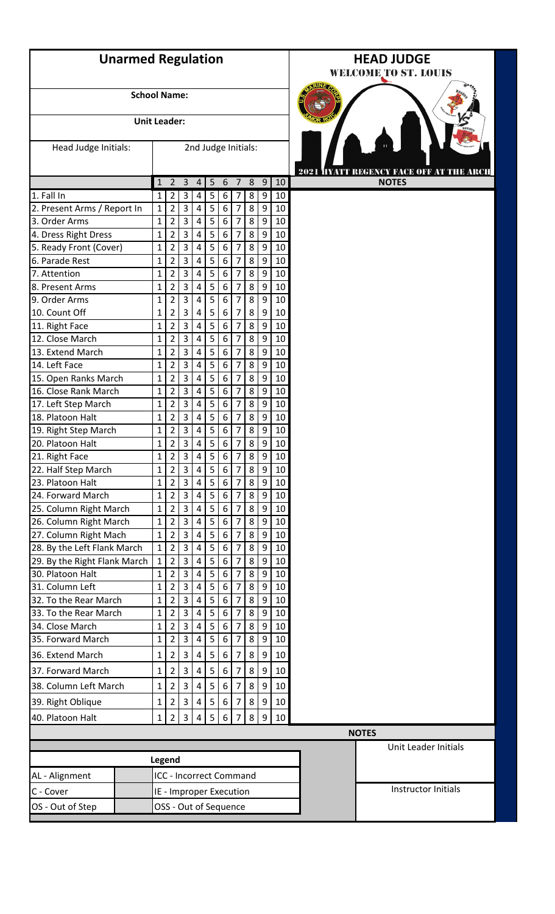# Unarmed Regulation

**HEAD JUDGE**

**WELCOME TO ST. LOUIS**

**School Name:**

**Unit Leader:**

Head Judge Initials: | 2nd Judge Initials:

**2021 HYATT REGENCY FACE OFF AT THE ARCH**

| | 1 | 2 | 3 | 4 | 5 | 6 | 7 | 8 | 9 | 10 | NOTES |
|---|---|---|---|---|---|---|---|---|---|---|---|
| 1. Fall In | 1 | 2 | 3 | 4 | 5 | 6 | 7 | 8 | 9 | 10 | |
| 2. Present Arms / Report In | 1 | 2 | 3 | 4 | 5 | 6 | 7 | 8 | 9 | 10 | |
| 3. Order Arms | 1 | 2 | 3 | 4 | 5 | 6 | 7 | 8 | 9 | 10 | |
| 4. Dress Right Dress | 1 | 2 | 3 | 4 | 5 | 6 | 7 | 8 | 9 | 10 | |
| 5. Ready Front (Cover) | 1 | 2 | 3 | 4 | 5 | 6 | 7 | 8 | 9 | 10 | |
| 6. Parade Rest | 1 | 2 | 3 | 4 | 5 | 6 | 7 | 8 | 9 | 10 | |
| 7. Attention | 1 | 2 | 3 | 4 | 5 | 6 | 7 | 8 | 9 | 10 | |
| 8. Present Arms | 1 | 2 | 3 | 4 | 5 | 6 | 7 | 8 | 9 | 10 | |
| 9. Order Arms | 1 | 2 | 3 | 4 | 5 | 6 | 7 | 8 | 9 | 10 | |
| 10. Count Off | 1 | 2 | 3 | 4 | 5 | 6 | 7 | 8 | 9 | 10 | |
| 11. Right Face | 1 | 2 | 3 | 4 | 5 | 6 | 7 | 8 | 9 | 10 | |
| 12. Close March | 1 | 2 | 3 | 4 | 5 | 6 | 7 | 8 | 9 | 10 | |
| 13. Extend March | 1 | 2 | 3 | 4 | 5 | 6 | 7 | 8 | 9 | 10 | |
| 14. Left Face | 1 | 2 | 3 | 4 | 5 | 6 | 7 | 8 | 9 | 10 | |
| 15. Open Ranks March | 1 | 2 | 3 | 4 | 5 | 6 | 7 | 8 | 9 | 10 | |
| 16. Close Rank March | 1 | 2 | 3 | 4 | 5 | 6 | 7 | 8 | 9 | 10 | |
| 17. Left Step March | 1 | 2 | 3 | 4 | 5 | 6 | 7 | 8 | 9 | 10 | |
| 18. Platoon Halt | 1 | 2 | 3 | 4 | 5 | 6 | 7 | 8 | 9 | 10 | |
| 19. Right Step March | 1 | 2 | 3 | 4 | 5 | 6 | 7 | 8 | 9 | 10 | |
| 20. Platoon Halt | 1 | 2 | 3 | 4 | 5 | 6 | 7 | 8 | 9 | 10 | |
| 21. Right Face | 1 | 2 | 3 | 4 | 5 | 6 | 7 | 8 | 9 | 10 | |
| 22. Half Step March | 1 | 2 | 3 | 4 | 5 | 6 | 7 | 8 | 9 | 10 | |
| 23. Platoon Halt | 1 | 2 | 3 | 4 | 5 | 6 | 7 | 8 | 9 | 10 | |
| 24. Forward March | 1 | 2 | 3 | 4 | 5 | 6 | 7 | 8 | 9 | 10 | |
| 25. Column Right March | 1 | 2 | 3 | 4 | 5 | 6 | 7 | 8 | 9 | 10 | |
| 26. Column Right March | 1 | 2 | 3 | 4 | 5 | 6 | 7 | 8 | 9 | 10 | |
| 27. Column Right Mach | 1 | 2 | 3 | 4 | 5 | 6 | 7 | 8 | 9 | 10 | |
| 28. By the Left Flank March | 1 | 2 | 3 | 4 | 5 | 6 | 7 | 8 | 9 | 10 | |
| 29. By the Right Flank March | 1 | 2 | 3 | 4 | 5 | 6 | 7 | 8 | 9 | 10 | |
| 30. Platoon Halt | 1 | 2 | 3 | 4 | 5 | 6 | 7 | 8 | 9 | 10 | |
| 31. Column Left | 1 | 2 | 3 | 4 | 5 | 6 | 7 | 8 | 9 | 10 | |
| 32. To the Rear March | 1 | 2 | 3 | 4 | 5 | 6 | 7 | 8 | 9 | 10 | |
| 33. To the Rear March | 1 | 2 | 3 | 4 | 5 | 6 | 7 | 8 | 9 | 10 | |
| 34. Close March | 1 | 2 | 3 | 4 | 5 | 6 | 7 | 8 | 9 | 10 | |
| 35. Forward March | 1 | 2 | 3 | 4 | 5 | 6 | 7 | 8 | 9 | 10 | |
| 36. Extend March | 1 | 2 | 3 | 4 | 5 | 6 | 7 | 8 | 9 | 10 | |
| 37. Forward March | 1 | 2 | 3 | 4 | 5 | 6 | 7 | 8 | 9 | 10 | |
| 38. Column Left March | 1 | 2 | 3 | 4 | 5 | 6 | 7 | 8 | 9 | 10 | |
| 39. Right Oblique | 1 | 2 | 3 | 4 | 5 | 6 | 7 | 8 | 9 | 10 | |
| 40. Platoon Halt | 1 | 2 | 3 | 4 | 5 | 6 | 7 | 8 | 9 | 10 | |

**NOTES**

**Legend**

| | | |
|---|---|---|
| AL - Alignment | | ICC - Incorrect Command |
| C - Cover | | IE - Improper Execution |
| OS - Out of Step | | OSS - Out of Sequence |

Unit Leader Initials

Instructor Initials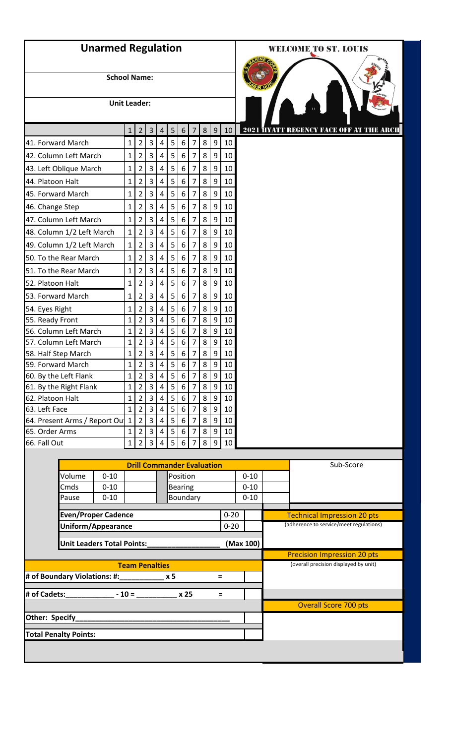# Unarmed Regulation

**School Name:**

**Unit Leader:**

WELCOME TO ST. LOUIS

2021 HYATT REGENCY FACE OFF AT THE ARCH

| | 1 | 2 | 3 | 4 | 5 | 6 | 7 | 8 | 9 | 10 |
|---|---|---|---|---|---|---|---|---|---|---|
| 41. Forward March | 1 | 2 | 3 | 4 | 5 | 6 | 7 | 8 | 9 | 10 |
| 42. Column Left March | 1 | 2 | 3 | 4 | 5 | 6 | 7 | 8 | 9 | 10 |
| 43. Left Oblique March | 1 | 2 | 3 | 4 | 5 | 6 | 7 | 8 | 9 | 10 |
| 44. Platoon Halt | 1 | 2 | 3 | 4 | 5 | 6 | 7 | 8 | 9 | 10 |
| 45. Forward March | 1 | 2 | 3 | 4 | 5 | 6 | 7 | 8 | 9 | 10 |
| 46. Change Step | 1 | 2 | 3 | 4 | 5 | 6 | 7 | 8 | 9 | 10 |
| 47. Column Left March | 1 | 2 | 3 | 4 | 5 | 6 | 7 | 8 | 9 | 10 |
| 48. Column 1/2 Left March | 1 | 2 | 3 | 4 | 5 | 6 | 7 | 8 | 9 | 10 |
| 49. Column 1/2 Left March | 1 | 2 | 3 | 4 | 5 | 6 | 7 | 8 | 9 | 10 |
| 50. To the Rear March | 1 | 2 | 3 | 4 | 5 | 6 | 7 | 8 | 9 | 10 |
| 51. To the Rear March | 1 | 2 | 3 | 4 | 5 | 6 | 7 | 8 | 9 | 10 |
| 52. Platoon Halt | 1 | 2 | 3 | 4 | 5 | 6 | 7 | 8 | 9 | 10 |
| 53. Forward March | 1 | 2 | 3 | 4 | 5 | 6 | 7 | 8 | 9 | 10 |
| 54. Eyes Right | 1 | 2 | 3 | 4 | 5 | 6 | 7 | 8 | 9 | 10 |
| 55. Ready Front | 1 | 2 | 3 | 4 | 5 | 6 | 7 | 8 | 9 | 10 |
| 56. Column Left March | 1 | 2 | 3 | 4 | 5 | 6 | 7 | 8 | 9 | 10 |
| 57. Column Left March | 1 | 2 | 3 | 4 | 5 | 6 | 7 | 8 | 9 | 10 |
| 58. Half Step March | 1 | 2 | 3 | 4 | 5 | 6 | 7 | 8 | 9 | 10 |
| 59. Forward March | 1 | 2 | 3 | 4 | 5 | 6 | 7 | 8 | 9 | 10 |
| 60. By the Left Flank | 1 | 2 | 3 | 4 | 5 | 6 | 7 | 8 | 9 | 10 |
| 61. By the Right Flank | 1 | 2 | 3 | 4 | 5 | 6 | 7 | 8 | 9 | 10 |
| 62. Platoon Halt | 1 | 2 | 3 | 4 | 5 | 6 | 7 | 8 | 9 | 10 |
| 63. Left Face | 1 | 2 | 3 | 4 | 5 | 6 | 7 | 8 | 9 | 10 |
| 64. Present Arms / Report Ou | 1 | 2 | 3 | 4 | 5 | 6 | 7 | 8 | 9 | 10 |
| 65. Order Arms | 1 | 2 | 3 | 4 | 5 | 6 | 7 | 8 | 9 | 10 |
| 66. Fall Out | 1 | 2 | 3 | 4 | 5 | 6 | 7 | 8 | 9 | 10 |

**Drill Commander Evaluation**

| | | | | |
|---|---|---|---|---|
| Volume | 0-10 | | Position | 0-10 |
| Cmds | 0-10 | | Bearing | 0-10 |
| Pause | 0-10 | | Boundary | 0-10 |

| | | |
|---|---|---|
| **Even/Proper Cadence** | 0-20 | |
| **Uniform/Appearance** | 0-20 | |
| **Unit Leaders Total Points:__________________** | (Max 100) | |

**Team Penalties**

| | | |
|---|---|---|
| **# of Boundary Violations: #:___________ x 5** | = | |
| **# of Cadets:____________ - 10 = __________ x 25** | = | |
| **Other: Specify_______________________________________** | | |
| **Total Penalty Points:** | | |

Sub-Score

Technical Impression 20 pts
(adherence to service/meet regulations)

Precision Impression 20 pts
(overall precision displayed by unit)

Overall Score 700 pts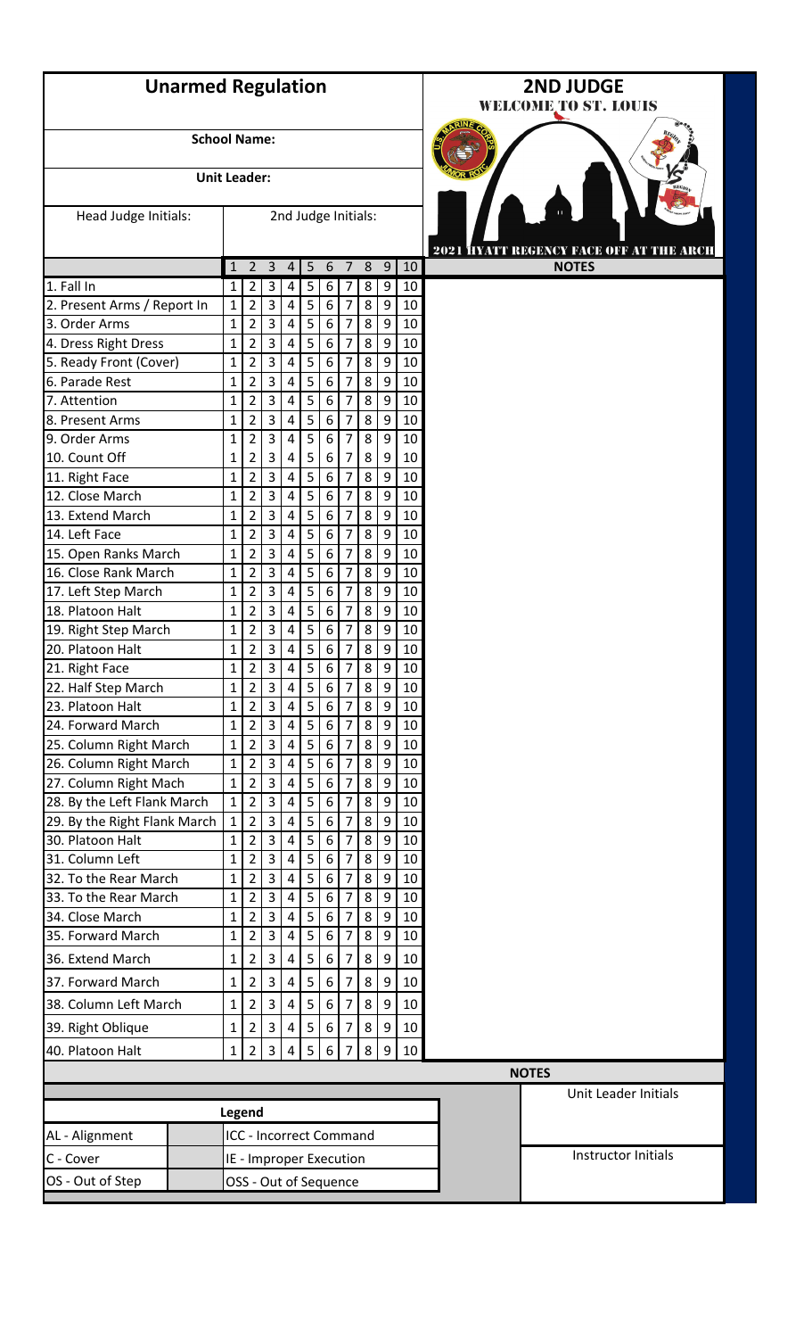# Unarmed Regulation

## 2ND JUDGE

WELCOME TO ST. LOUIS

2021 HYATT REGENCY FACE OFF AT THE ARCH

**School Name:**

**Unit Leader:**

Head Judge Initials: 2nd Judge Initials:

| | 1 | 2 | 3 | 4 | 5 | 6 | 7 | 8 | 9 | 10 | NOTES |
|---|---|---|---|---|---|---|---|---|---|---|---|
| 1. Fall In | 1 | 2 | 3 | 4 | 5 | 6 | 7 | 8 | 9 | 10 | |
| 2. Present Arms / Report In | 1 | 2 | 3 | 4 | 5 | 6 | 7 | 8 | 9 | 10 | |
| 3. Order Arms | 1 | 2 | 3 | 4 | 5 | 6 | 7 | 8 | 9 | 10 | |
| 4. Dress Right Dress | 1 | 2 | 3 | 4 | 5 | 6 | 7 | 8 | 9 | 10 | |
| 5. Ready Front (Cover) | 1 | 2 | 3 | 4 | 5 | 6 | 7 | 8 | 9 | 10 | |
| 6. Parade Rest | 1 | 2 | 3 | 4 | 5 | 6 | 7 | 8 | 9 | 10 | |
| 7. Attention | 1 | 2 | 3 | 4 | 5 | 6 | 7 | 8 | 9 | 10 | |
| 8. Present Arms | 1 | 2 | 3 | 4 | 5 | 6 | 7 | 8 | 9 | 10 | |
| 9. Order Arms | 1 | 2 | 3 | 4 | 5 | 6 | 7 | 8 | 9 | 10 | |
| 10. Count Off | 1 | 2 | 3 | 4 | 5 | 6 | 7 | 8 | 9 | 10 | |
| 11. Right Face | 1 | 2 | 3 | 4 | 5 | 6 | 7 | 8 | 9 | 10 | |
| 12. Close March | 1 | 2 | 3 | 4 | 5 | 6 | 7 | 8 | 9 | 10 | |
| 13. Extend March | 1 | 2 | 3 | 4 | 5 | 6 | 7 | 8 | 9 | 10 | |
| 14. Left Face | 1 | 2 | 3 | 4 | 5 | 6 | 7 | 8 | 9 | 10 | |
| 15. Open Ranks March | 1 | 2 | 3 | 4 | 5 | 6 | 7 | 8 | 9 | 10 | |
| 16. Close Rank March | 1 | 2 | 3 | 4 | 5 | 6 | 7 | 8 | 9 | 10 | |
| 17. Left Step March | 1 | 2 | 3 | 4 | 5 | 6 | 7 | 8 | 9 | 10 | |
| 18. Platoon Halt | 1 | 2 | 3 | 4 | 5 | 6 | 7 | 8 | 9 | 10 | |
| 19. Right Step March | 1 | 2 | 3 | 4 | 5 | 6 | 7 | 8 | 9 | 10 | |
| 20. Platoon Halt | 1 | 2 | 3 | 4 | 5 | 6 | 7 | 8 | 9 | 10 | |
| 21. Right Face | 1 | 2 | 3 | 4 | 5 | 6 | 7 | 8 | 9 | 10 | |
| 22. Half Step March | 1 | 2 | 3 | 4 | 5 | 6 | 7 | 8 | 9 | 10 | |
| 23. Platoon Halt | 1 | 2 | 3 | 4 | 5 | 6 | 7 | 8 | 9 | 10 | |
| 24. Forward March | 1 | 2 | 3 | 4 | 5 | 6 | 7 | 8 | 9 | 10 | |
| 25. Column Right March | 1 | 2 | 3 | 4 | 5 | 6 | 7 | 8 | 9 | 10 | |
| 26. Column Right March | 1 | 2 | 3 | 4 | 5 | 6 | 7 | 8 | 9 | 10 | |
| 27. Column Right Mach | 1 | 2 | 3 | 4 | 5 | 6 | 7 | 8 | 9 | 10 | |
| 28. By the Left Flank March | 1 | 2 | 3 | 4 | 5 | 6 | 7 | 8 | 9 | 10 | |
| 29. By the Right Flank March | 1 | 2 | 3 | 4 | 5 | 6 | 7 | 8 | 9 | 10 | |
| 30. Platoon Halt | 1 | 2 | 3 | 4 | 5 | 6 | 7 | 8 | 9 | 10 | |
| 31. Column Left | 1 | 2 | 3 | 4 | 5 | 6 | 7 | 8 | 9 | 10 | |
| 32. To the Rear March | 1 | 2 | 3 | 4 | 5 | 6 | 7 | 8 | 9 | 10 | |
| 33. To the Rear March | 1 | 2 | 3 | 4 | 5 | 6 | 7 | 8 | 9 | 10 | |
| 34. Close March | 1 | 2 | 3 | 4 | 5 | 6 | 7 | 8 | 9 | 10 | |
| 35. Forward March | 1 | 2 | 3 | 4 | 5 | 6 | 7 | 8 | 9 | 10 | |
| 36. Extend March | 1 | 2 | 3 | 4 | 5 | 6 | 7 | 8 | 9 | 10 | |
| 37. Forward March | 1 | 2 | 3 | 4 | 5 | 6 | 7 | 8 | 9 | 10 | |
| 38. Column Left March | 1 | 2 | 3 | 4 | 5 | 6 | 7 | 8 | 9 | 10 | |
| 39. Right Oblique | 1 | 2 | 3 | 4 | 5 | 6 | 7 | 8 | 9 | 10 | |
| 40. Platoon Halt | 1 | 2 | 3 | 4 | 5 | 6 | 7 | 8 | 9 | 10 | |

**NOTES**

**Legend**

| | |
|---|---|
| AL - Alignment | ICC - Incorrect Command |
| C - Cover | IE - Improper Execution |
| OS - Out of Step | OSS - Out of Sequence |

Unit Leader Initials

Instructor Initials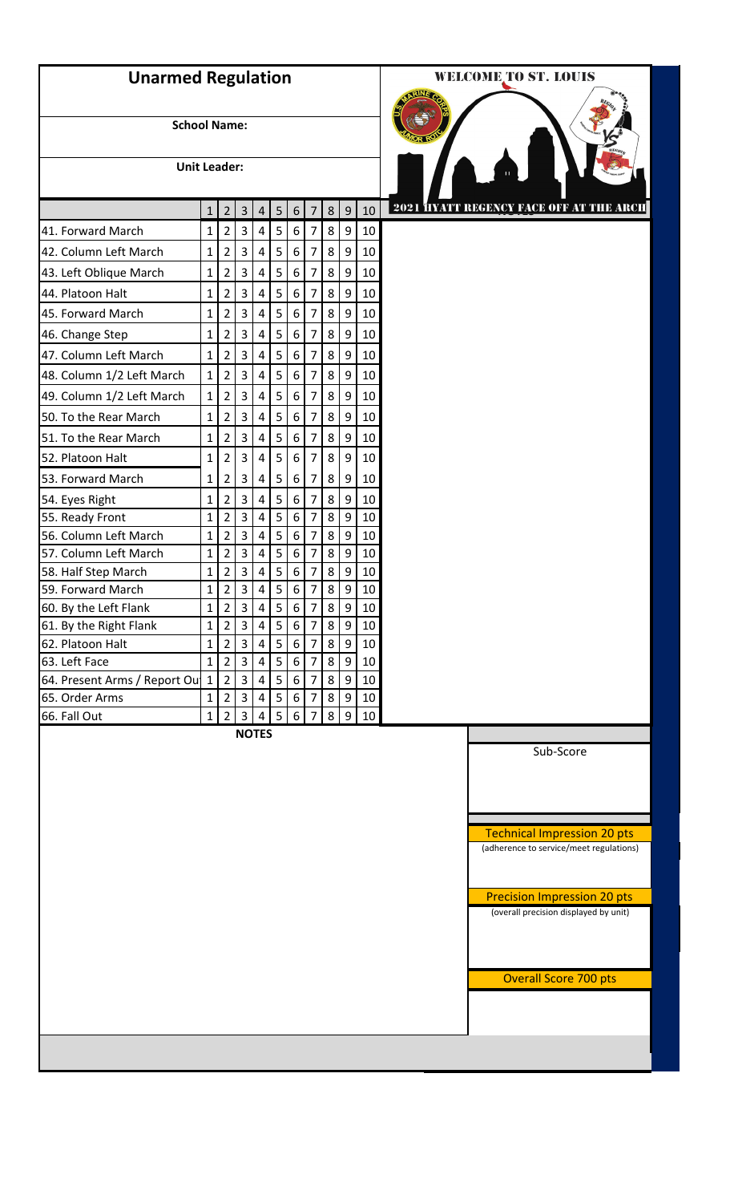# Unarmed Regulation

**School Name:**

**Unit Leader:**

WELCOME TO ST. LOUIS

2021 HYATT REGENCY FACE OFF AT THE ARCH

| | 1 | 2 | 3 | 4 | 5 | 6 | 7 | 8 | 9 | 10 |
|---|---|---|---|---|---|---|---|---|---|---|
| 41. Forward March | 1 | 2 | 3 | 4 | 5 | 6 | 7 | 8 | 9 | 10 |
| 42. Column Left March | 1 | 2 | 3 | 4 | 5 | 6 | 7 | 8 | 9 | 10 |
| 43. Left Oblique March | 1 | 2 | 3 | 4 | 5 | 6 | 7 | 8 | 9 | 10 |
| 44. Platoon Halt | 1 | 2 | 3 | 4 | 5 | 6 | 7 | 8 | 9 | 10 |
| 45. Forward March | 1 | 2 | 3 | 4 | 5 | 6 | 7 | 8 | 9 | 10 |
| 46. Change Step | 1 | 2 | 3 | 4 | 5 | 6 | 7 | 8 | 9 | 10 |
| 47. Column Left March | 1 | 2 | 3 | 4 | 5 | 6 | 7 | 8 | 9 | 10 |
| 48. Column 1/2 Left March | 1 | 2 | 3 | 4 | 5 | 6 | 7 | 8 | 9 | 10 |
| 49. Column 1/2 Left March | 1 | 2 | 3 | 4 | 5 | 6 | 7 | 8 | 9 | 10 |
| 50. To the Rear March | 1 | 2 | 3 | 4 | 5 | 6 | 7 | 8 | 9 | 10 |
| 51. To the Rear March | 1 | 2 | 3 | 4 | 5 | 6 | 7 | 8 | 9 | 10 |
| 52. Platoon Halt | 1 | 2 | 3 | 4 | 5 | 6 | 7 | 8 | 9 | 10 |
| 53. Forward March | 1 | 2 | 3 | 4 | 5 | 6 | 7 | 8 | 9 | 10 |
| 54. Eyes Right | 1 | 2 | 3 | 4 | 5 | 6 | 7 | 8 | 9 | 10 |
| 55. Ready Front | 1 | 2 | 3 | 4 | 5 | 6 | 7 | 8 | 9 | 10 |
| 56. Column Left March | 1 | 2 | 3 | 4 | 5 | 6 | 7 | 8 | 9 | 10 |
| 57. Column Left March | 1 | 2 | 3 | 4 | 5 | 6 | 7 | 8 | 9 | 10 |
| 58. Half Step March | 1 | 2 | 3 | 4 | 5 | 6 | 7 | 8 | 9 | 10 |
| 59. Forward March | 1 | 2 | 3 | 4 | 5 | 6 | 7 | 8 | 9 | 10 |
| 60. By the Left Flank | 1 | 2 | 3 | 4 | 5 | 6 | 7 | 8 | 9 | 10 |
| 61. By the Right Flank | 1 | 2 | 3 | 4 | 5 | 6 | 7 | 8 | 9 | 10 |
| 62. Platoon Halt | 1 | 2 | 3 | 4 | 5 | 6 | 7 | 8 | 9 | 10 |
| 63. Left Face | 1 | 2 | 3 | 4 | 5 | 6 | 7 | 8 | 9 | 10 |
| 64. Present Arms / Report Ou | 1 | 2 | 3 | 4 | 5 | 6 | 7 | 8 | 9 | 10 |
| 65. Order Arms | 1 | 2 | 3 | 4 | 5 | 6 | 7 | 8 | 9 | 10 |
| 66. Fall Out | 1 | 2 | 3 | 4 | 5 | 6 | 7 | 8 | 9 | 10 |

**NOTES**

Sub-Score

Technical Impression 20 pts
(adherence to service/meet regulations)

Precision Impression 20 pts
(overall precision displayed by unit)

Overall Score 700 pts